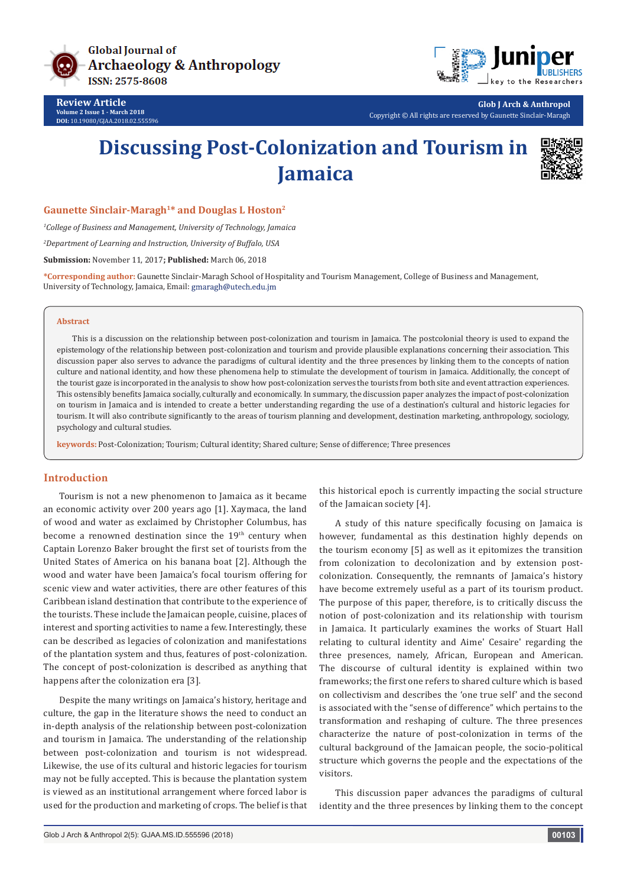Review Article
Volume 2 Issue 1 - March 2018
DOI: 10.19080/GJAA.2018.02.555596

Copyright © All rights are reserved by Gaunette Sinclair-Maragh

# Discussing Post-Colonization and Tourism in Jamaica

**Gaunette Sinclair-Maragh[1]* and Douglas L Hoston[2]**

*[1]College of Business and Management, University of Technology, Jamaica*

*[2]Department of Learning and Instruction, University of Buffalo, USA*

**Submission:** November 11, 2017; **Published:** March 06, 2018

***Corresponding author:** Gaunette Sinclair-Maragh School of Hospitality and Tourism Management, College of Business and Management, University of Technology, Jamaica, Email: gmaragh@utech.edu.jm

## Abstract

This is a discussion on the relationship between post-colonization and tourism in Jamaica. The postcolonial theory is used to expand the epistemology of the relationship between post-colonization and tourism and provide plausible explanations concerning their association. This discussion paper also serves to advance the paradigms of cultural identity and the three presences by linking them to the concepts of nation culture and national identity, and how these phenomena help to stimulate the development of tourism in Jamaica. Additionally, the concept of the tourist gaze is incorporated in the analysis to show how post-colonization serves the tourists from both site and event attraction experiences. This ostensibly benefits Jamaica socially, culturally and economically. In summary, the discussion paper analyzes the impact of post-colonization on tourism in Jamaica and is intended to create a better understanding regarding the use of a destination's cultural and historic legacies for tourism. It will also contribute significantly to the areas of tourism planning and development, destination marketing, anthropology, sociology, psychology and cultural studies.

**keywords:** Post-Colonization; Tourism; Cultural identity; Shared culture; Sense of difference; Three presences

## Introduction

Tourism is not a new phenomenon to Jamaica as it became an economic activity over 200 years ago [1]. Xaymaca, the land of wood and water as exclaimed by Christopher Columbus, has become a renowned destination since the 19th century when Captain Lorenzo Baker brought the first set of tourists from the United States of America on his banana boat [2]. Although the wood and water have been Jamaica's focal tourism offering for scenic view and water activities, there are other features of this Caribbean island destination that contribute to the experience of the tourists. These include the Jamaican people, cuisine, places of interest and sporting activities to name a few. Interestingly, these can be described as legacies of colonization and manifestations of the plantation system and thus, features of post-colonization. The concept of post-colonization is described as anything that happens after the colonization era [3].

Despite the many writings on Jamaica's history, heritage and culture, the gap in the literature shows the need to conduct an in-depth analysis of the relationship between post-colonization and tourism in Jamaica. The understanding of the relationship between post-colonization and tourism is not widespread. Likewise, the use of its cultural and historic legacies for tourism may not be fully accepted. This is because the plantation system is viewed as an institutional arrangement where forced labor is used for the production and marketing of crops. The belief is that this historical epoch is currently impacting the social structure of the Jamaican society [4].

A study of this nature specifically focusing on Jamaica is however, fundamental as this destination highly depends on the tourism economy [5] as well as it epitomizes the transition from colonization to decolonization and by extension post-colonization. Consequently, the remnants of Jamaica's history have become extremely useful as a part of its tourism product. The purpose of this paper, therefore, is to critically discuss the notion of post-colonization and its relationship with tourism in Jamaica. It particularly examines the works of Stuart Hall relating to cultural identity and Aime' Cesaire' regarding the three presences, namely, African, European and American. The discourse of cultural identity is explained within two frameworks; the first one refers to shared culture which is based on collectivism and describes the 'one true self' and the second is associated with the "sense of difference" which pertains to the transformation and reshaping of culture. The three presences characterize the nature of post-colonization in terms of the cultural background of the Jamaican people, the socio-political structure which governs the people and the expectations of the visitors.

This discussion paper advances the paradigms of cultural identity and the three presences by linking them to the concept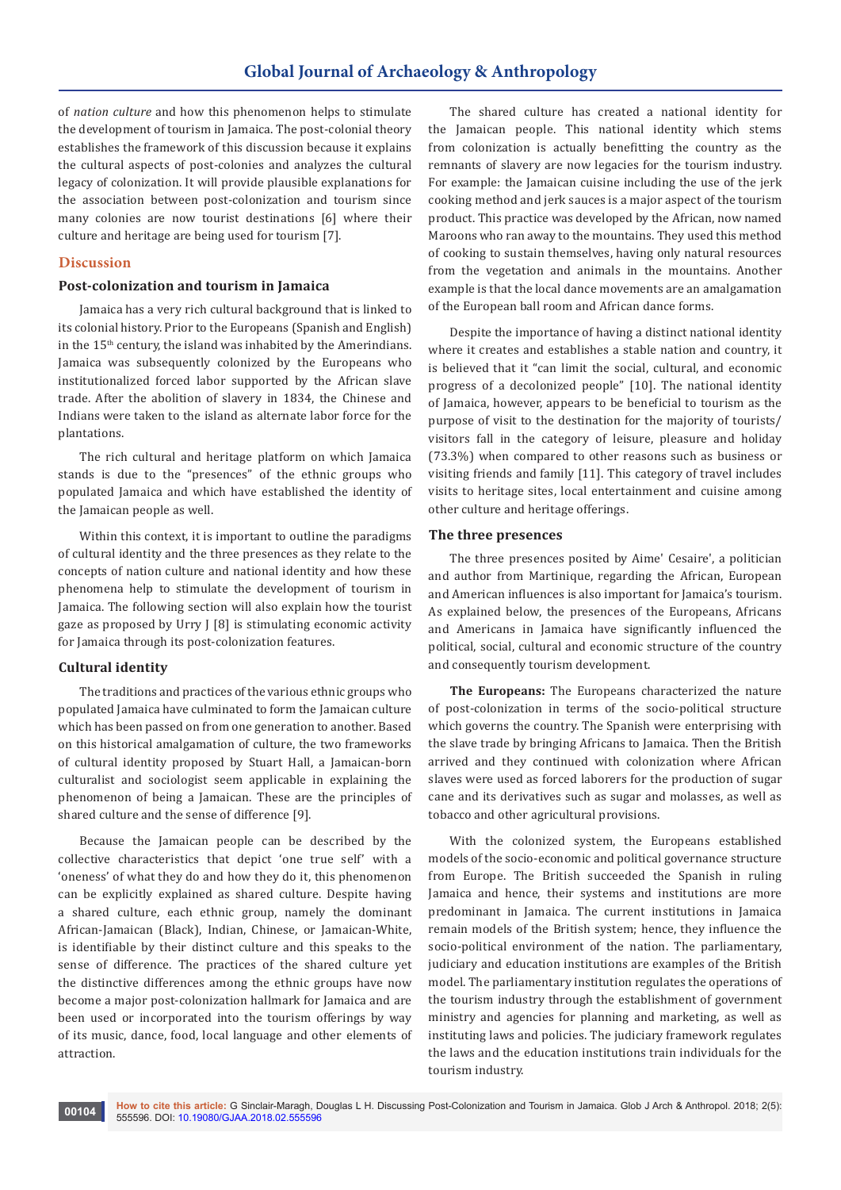of *nation culture* and how this phenomenon helps to stimulate the development of tourism in Jamaica. The post-colonial theory establishes the framework of this discussion because it explains the cultural aspects of post-colonies and analyzes the cultural legacy of colonization. It will provide plausible explanations for the association between post-colonization and tourism since many colonies are now tourist destinations [6] where their culture and heritage are being used for tourism [7].

## Discussion

### Post-colonization and tourism in Jamaica

Jamaica has a very rich cultural background that is linked to its colonial history. Prior to the Europeans (Spanish and English) in the 15th century, the island was inhabited by the Amerindians. Jamaica was subsequently colonized by the Europeans who institutionalized forced labor supported by the African slave trade. After the abolition of slavery in 1834, the Chinese and Indians were taken to the island as alternate labor force for the plantations.

The rich cultural and heritage platform on which Jamaica stands is due to the "presences" of the ethnic groups who populated Jamaica and which have established the identity of the Jamaican people as well.

Within this context, it is important to outline the paradigms of cultural identity and the three presences as they relate to the concepts of nation culture and national identity and how these phenomena help to stimulate the development of tourism in Jamaica. The following section will also explain how the tourist gaze as proposed by Urry J [8] is stimulating economic activity for Jamaica through its post-colonization features.

### Cultural identity

The traditions and practices of the various ethnic groups who populated Jamaica have culminated to form the Jamaican culture which has been passed on from one generation to another. Based on this historical amalgamation of culture, the two frameworks of cultural identity proposed by Stuart Hall, a Jamaican-born culturalist and sociologist seem applicable in explaining the phenomenon of being a Jamaican. These are the principles of shared culture and the sense of difference [9].

Because the Jamaican people can be described by the collective characteristics that depict 'one true self' with a 'oneness' of what they do and how they do it, this phenomenon can be explicitly explained as shared culture. Despite having a shared culture, each ethnic group, namely the dominant African-Jamaican (Black), Indian, Chinese, or Jamaican-White, is identifiable by their distinct culture and this speaks to the sense of difference. The practices of the shared culture yet the distinctive differences among the ethnic groups have now become a major post-colonization hallmark for Jamaica and are been used or incorporated into the tourism offerings by way of its music, dance, food, local language and other elements of attraction.

The shared culture has created a national identity for the Jamaican people. This national identity which stems from colonization is actually benefitting the country as the remnants of slavery are now legacies for the tourism industry. For example: the Jamaican cuisine including the use of the jerk cooking method and jerk sauces is a major aspect of the tourism product. This practice was developed by the African, now named Maroons who ran away to the mountains. They used this method of cooking to sustain themselves, having only natural resources from the vegetation and animals in the mountains. Another example is that the local dance movements are an amalgamation of the European ball room and African dance forms.

Despite the importance of having a distinct national identity where it creates and establishes a stable nation and country, it is believed that it "can limit the social, cultural, and economic progress of a decolonized people" [10]. The national identity of Jamaica, however, appears to be beneficial to tourism as the purpose of visit to the destination for the majority of tourists/visitors fall in the category of leisure, pleasure and holiday (73.3%) when compared to other reasons such as business or visiting friends and family [11]. This category of travel includes visits to heritage sites, local entertainment and cuisine among other culture and heritage offerings.

### The three presences

The three presences posited by Aime' Cesaire', a politician and author from Martinique, regarding the African, European and American influences is also important for Jamaica's tourism. As explained below, the presences of the Europeans, Africans and Americans in Jamaica have significantly influenced the political, social, cultural and economic structure of the country and consequently tourism development.

**The Europeans:** The Europeans characterized the nature of post-colonization in terms of the socio-political structure which governs the country. The Spanish were enterprising with the slave trade by bringing Africans to Jamaica. Then the British arrived and they continued with colonization where African slaves were used as forced laborers for the production of sugar cane and its derivatives such as sugar and molasses, as well as tobacco and other agricultural provisions.

With the colonized system, the Europeans established models of the socio-economic and political governance structure from Europe. The British succeeded the Spanish in ruling Jamaica and hence, their systems and institutions are more predominant in Jamaica. The current institutions in Jamaica remain models of the British system; hence, they influence the socio-political environment of the nation. The parliamentary, judiciary and education institutions are examples of the British model. The parliamentary institution regulates the operations of the tourism industry through the establishment of government ministry and agencies for planning and marketing, as well as instituting laws and policies. The judiciary framework regulates the laws and the education institutions train individuals for the tourism industry.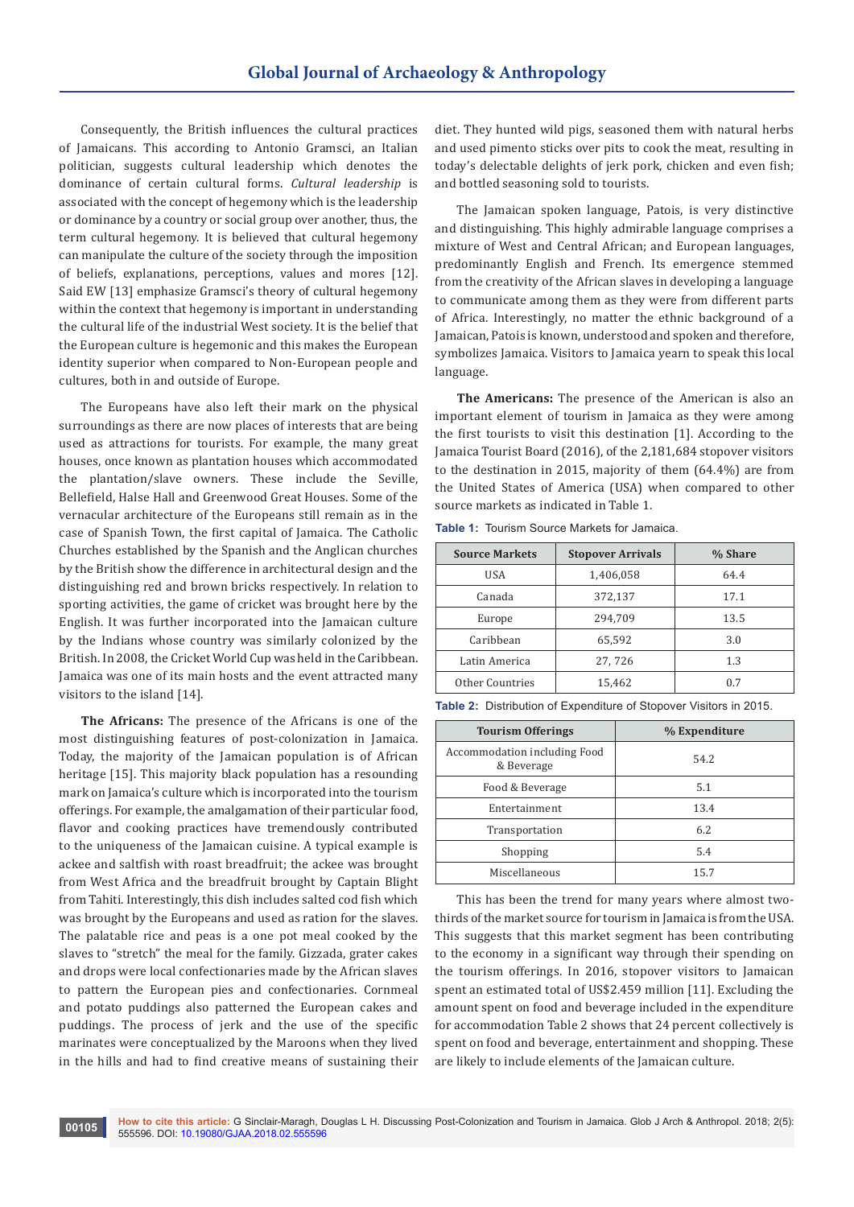Consequently, the British influences the cultural practices of Jamaicans. This according to Antonio Gramsci, an Italian politician, suggests cultural leadership which denotes the dominance of certain cultural forms. *Cultural leadership* is associated with the concept of hegemony which is the leadership or dominance by a country or social group over another, thus, the term cultural hegemony. It is believed that cultural hegemony can manipulate the culture of the society through the imposition of beliefs, explanations, perceptions, values and mores [12]. Said EW [13] emphasize Gramsci's theory of cultural hegemony within the context that hegemony is important in understanding the cultural life of the industrial West society. It is the belief that the European culture is hegemonic and this makes the European identity superior when compared to Non-European people and cultures, both in and outside of Europe.

The Europeans have also left their mark on the physical surroundings as there are now places of interests that are being used as attractions for tourists. For example, the many great houses, once known as plantation houses which accommodated the plantation/slave owners. These include the Seville, Bellefield, Halse Hall and Greenwood Great Houses. Some of the vernacular architecture of the Europeans still remain as in the case of Spanish Town, the first capital of Jamaica. The Catholic Churches established by the Spanish and the Anglican churches by the British show the difference in architectural design and the distinguishing red and brown bricks respectively. In relation to sporting activities, the game of cricket was brought here by the English. It was further incorporated into the Jamaican culture by the Indians whose country was similarly colonized by the British. In 2008, the Cricket World Cup was held in the Caribbean. Jamaica was one of its main hosts and the event attracted many visitors to the island [14].

**The Africans:** The presence of the Africans is one of the most distinguishing features of post-colonization in Jamaica. Today, the majority of the Jamaican population is of African heritage [15]. This majority black population has a resounding mark on Jamaica's culture which is incorporated into the tourism offerings. For example, the amalgamation of their particular food, flavor and cooking practices have tremendously contributed to the uniqueness of the Jamaican cuisine. A typical example is ackee and saltfish with roast breadfruit; the ackee was brought from West Africa and the breadfruit brought by Captain Blight from Tahiti. Interestingly, this dish includes salted cod fish which was brought by the Europeans and used as ration for the slaves. The palatable rice and peas is a one pot meal cooked by the slaves to "stretch" the meal for the family. Gizzada, grater cakes and drops were local confectionaries made by the African slaves to pattern the European pies and confectionaries. Cornmeal and potato puddings also patterned the European cakes and puddings. The process of jerk and the use of the specific marinates were conceptualized by the Maroons when they lived in the hills and had to find creative means of sustaining their diet. They hunted wild pigs, seasoned them with natural herbs and used pimento sticks over pits to cook the meat, resulting in today's delectable delights of jerk pork, chicken and even fish; and bottled seasoning sold to tourists.

The Jamaican spoken language, Patois, is very distinctive and distinguishing. This highly admirable language comprises a mixture of West and Central African; and European languages, predominantly English and French. Its emergence stemmed from the creativity of the African slaves in developing a language to communicate among them as they were from different parts of Africa. Interestingly, no matter the ethnic background of a Jamaican, Patois is known, understood and spoken and therefore, symbolizes Jamaica. Visitors to Jamaica yearn to speak this local language.

**The Americans:** The presence of the American is also an important element of tourism in Jamaica as they were among the first tourists to visit this destination [1]. According to the Jamaica Tourist Board (2016), of the 2,181,684 stopover visitors to the destination in 2015, majority of them (64.4%) are from the United States of America (USA) when compared to other source markets as indicated in Table 1.

**Table 1:** Tourism Source Markets for Jamaica.

| Source Markets | Stopover Arrivals | % Share |
|---|---|---|
| USA | 1,406,058 | 64.4 |
| Canada | 372,137 | 17.1 |
| Europe | 294,709 | 13.5 |
| Caribbean | 65,592 | 3.0 |
| Latin America | 27, 726 | 1.3 |
| Other Countries | 15,462 | 0.7 |

**Table 2:** Distribution of Expenditure of Stopover Visitors in 2015.

| Tourism Offerings | % Expenditure |
|---|---|
| Accommodation including Food & Beverage | 54.2 |
| Food & Beverage | 5.1 |
| Entertainment | 13.4 |
| Transportation | 6.2 |
| Shopping | 5.4 |
| Miscellaneous | 15.7 |

This has been the trend for many years where almost two-thirds of the market source for tourism in Jamaica is from the USA. This suggests that this market segment has been contributing to the economy in a significant way through their spending on the tourism offerings. In 2016, stopover visitors to Jamaican spent an estimated total of US$2.459 million [11]. Excluding the amount spent on food and beverage included in the expenditure for accommodation Table 2 shows that 24 percent collectively is spent on food and beverage, entertainment and shopping. These are likely to include elements of the Jamaican culture.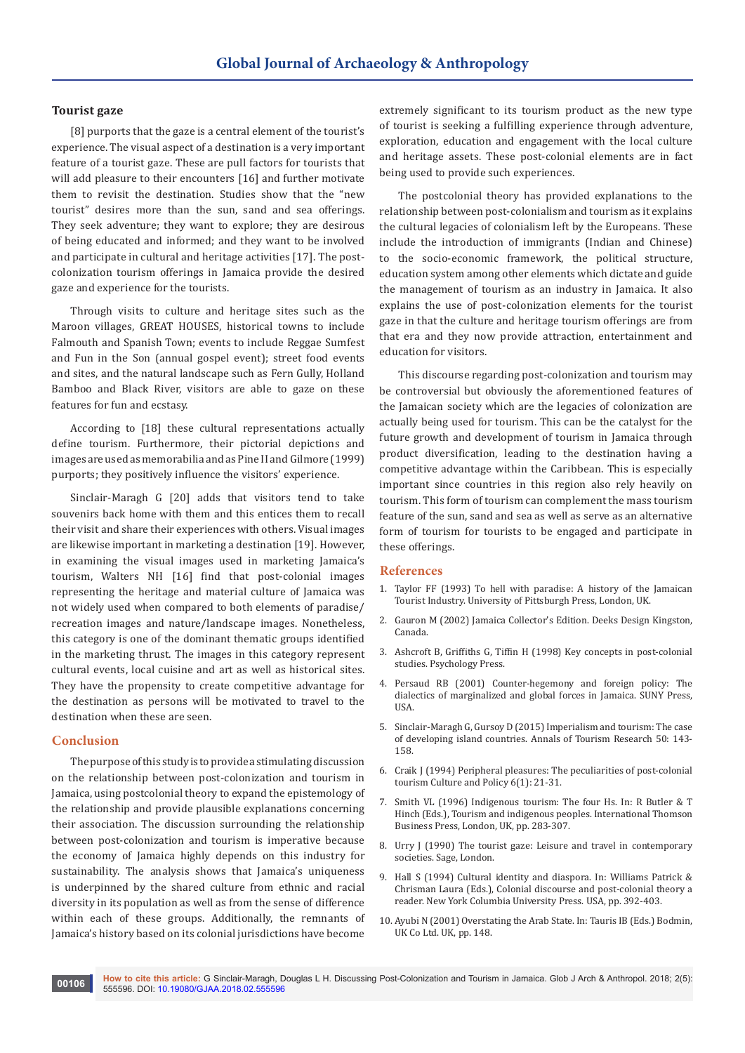### Tourist gaze

[8] purports that the gaze is a central element of the tourist's experience. The visual aspect of a destination is a very important feature of a tourist gaze. These are pull factors for tourists that will add pleasure to their encounters [16] and further motivate them to revisit the destination. Studies show that the "new tourist" desires more than the sun, sand and sea offerings. They seek adventure; they want to explore; they are desirous of being educated and informed; and they want to be involved and participate in cultural and heritage activities [17]. The post-colonization tourism offerings in Jamaica provide the desired gaze and experience for the tourists.

Through visits to culture and heritage sites such as the Maroon villages, GREAT HOUSES, historical towns to include Falmouth and Spanish Town; events to include Reggae Sumfest and Fun in the Son (annual gospel event); street food events and sites, and the natural landscape such as Fern Gully, Holland Bamboo and Black River, visitors are able to gaze on these features for fun and ecstasy.

According to [18] these cultural representations actually define tourism. Furthermore, their pictorial depictions and images are used as memorabilia and as Pine II and Gilmore (1999) purports; they positively influence the visitors' experience.

Sinclair-Maragh G [20] adds that visitors tend to take souvenirs back home with them and this entices them to recall their visit and share their experiences with others. Visual images are likewise important in marketing a destination [19]. However, in examining the visual images used in marketing Jamaica's tourism, Walters NH [16] find that post-colonial images representing the heritage and material culture of Jamaica was not widely used when compared to both elements of paradise/recreation images and nature/landscape images. Nonetheless, this category is one of the dominant thematic groups identified in the marketing thrust. The images in this category represent cultural events, local cuisine and art as well as historical sites. They have the propensity to create competitive advantage for the destination as persons will be motivated to travel to the destination when these are seen.

## Conclusion

The purpose of this study is to provide a stimulating discussion on the relationship between post-colonization and tourism in Jamaica, using postcolonial theory to expand the epistemology of the relationship and provide plausible explanations concerning their association. The discussion surrounding the relationship between post-colonization and tourism is imperative because the economy of Jamaica highly depends on this industry for sustainability. The analysis shows that Jamaica's uniqueness is underpinned by the shared culture from ethnic and racial diversity in its population as well as from the sense of difference within each of these groups. Additionally, the remnants of Jamaica's history based on its colonial jurisdictions have become extremely significant to its tourism product as the new type of tourist is seeking a fulfilling experience through adventure, exploration, education and engagement with the local culture and heritage assets. These post-colonial elements are in fact being used to provide such experiences.

The postcolonial theory has provided explanations to the relationship between post-colonialism and tourism as it explains the cultural legacies of colonialism left by the Europeans. These include the introduction of immigrants (Indian and Chinese) to the socio-economic framework, the political structure, education system among other elements which dictate and guide the management of tourism as an industry in Jamaica. It also explains the use of post-colonization elements for the tourist gaze in that the culture and heritage tourism offerings are from that era and they now provide attraction, entertainment and education for visitors.

This discourse regarding post-colonization and tourism may be controversial but obviously the aforementioned features of the Jamaican society which are the legacies of colonization are actually being used for tourism. This can be the catalyst for the future growth and development of tourism in Jamaica through product diversification, leading to the destination having a competitive advantage within the Caribbean. This is especially important since countries in this region also rely heavily on tourism. This form of tourism can complement the mass tourism feature of the sun, sand and sea as well as serve as an alternative form of tourism for tourists to be engaged and participate in these offerings.

## References

1. Taylor FF (1993) To hell with paradise: A history of the Jamaican Tourist Industry. University of Pittsburgh Press, London, UK.
2. Gauron M (2002) Jamaica Collector's Edition. Deeks Design Kingston, Canada.
3. Ashcroft B, Griffiths G, Tiffin H (1998) Key concepts in post-colonial studies. Psychology Press.
4. Persaud RB (2001) Counter-hegemony and foreign policy: The dialectics of marginalized and global forces in Jamaica. SUNY Press, USA.
5. Sinclair-Maragh G, Gursoy D (2015) Imperialism and tourism: The case of developing island countries. Annals of Tourism Research 50: 143-158.
6. Craik J (1994) Peripheral pleasures: The peculiarities of post-colonial tourism Culture and Policy 6(1): 21-31.
7. Smith VL (1996) Indigenous tourism: The four Hs. In: R Butler & T Hinch (Eds.), Tourism and indigenous peoples. International Thomson Business Press, London, UK, pp. 283-307.
8. Urry J (1990) The tourist gaze: Leisure and travel in contemporary societies. Sage, London.
9. Hall S (1994) Cultural identity and diaspora. In: Williams Patrick & Chrisman Laura (Eds.), Colonial discourse and post-colonial theory a reader. New York Columbia University Press. USA, pp. 392-403.
10. Ayubi N (2001) Overstating the Arab State. In: Tauris IB (Eds.) Bodmin, UK Co Ltd. UK, pp. 148.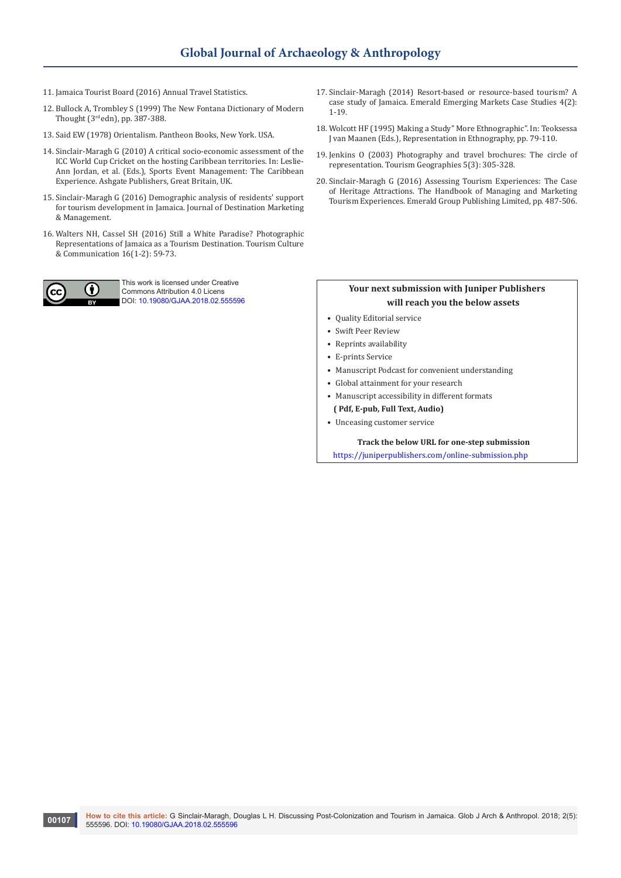11. Jamaica Tourist Board (2016) Annual Travel Statistics.
12. Bullock A, Trombley S (1999) The New Fontana Dictionary of Modern Thought (3rd edn), pp. 387-388.
13. Said EW (1978) Orientalism. Pantheon Books, New York. USA.
14. Sinclair-Maragh G (2010) A critical socio-economic assessment of the ICC World Cup Cricket on the hosting Caribbean territories. In: Leslie-Ann Jordan, et al. (Eds.), Sports Event Management: The Caribbean Experience. Ashgate Publishers, Great Britain, UK.
15. Sinclair-Maragh G (2016) Demographic analysis of residents' support for tourism development in Jamaica. Journal of Destination Marketing & Management.
16. Walters NH, Cassel SH (2016) Still a White Paradise? Photographic Representations of Jamaica as a Tourism Destination. Tourism Culture & Communication 16(1-2): 59-73.
17. Sinclair-Maragh (2014) Resort-based or resource-based tourism? A case study of Jamaica. Emerald Emerging Markets Case Studies 4(2): 1-19.
18. Wolcott HF (1995) Making a Study" More Ethnographic". In: Teoksessa J van Maanen (Eds.), Representation in Ethnography, pp. 79-110.
19. Jenkins O (2003) Photography and travel brochures: The circle of representation. Tourism Geographies 5(3): 305-328.
20. Sinclair-Maragh G (2016) Assessing Tourism Experiences: The Case of Heritage Attractions. The Handbook of Managing and Marketing Tourism Experiences. Emerald Group Publishing Limited, pp. 487-506.

This work is licensed under Creative Commons Attribution 4.0 Licens
DOI: 10.19080/GJAA.2018.02.555596

**Your next submission with Juniper Publishers will reach you the below assets**

- Quality Editorial service
- Swift Peer Review
- Reprints availability
- E-prints Service
- Manuscript Podcast for convenient understanding
- Global attainment for your research
- Manuscript accessibility in different formats

**( Pdf, E-pub, Full Text, Audio)**

- Unceasing customer service

**Track the below URL for one-step submission**

https://juniperpublishers.com/online-submission.php

**How to cite this article:** G Sinclair-Maragh, Douglas L H. Discussing Post-Colonization and Tourism in Jamaica. Glob J Arch & Anthropol. 2018; 2(5): 555596. DOI: 10.19080/GJAA.2018.02.555596